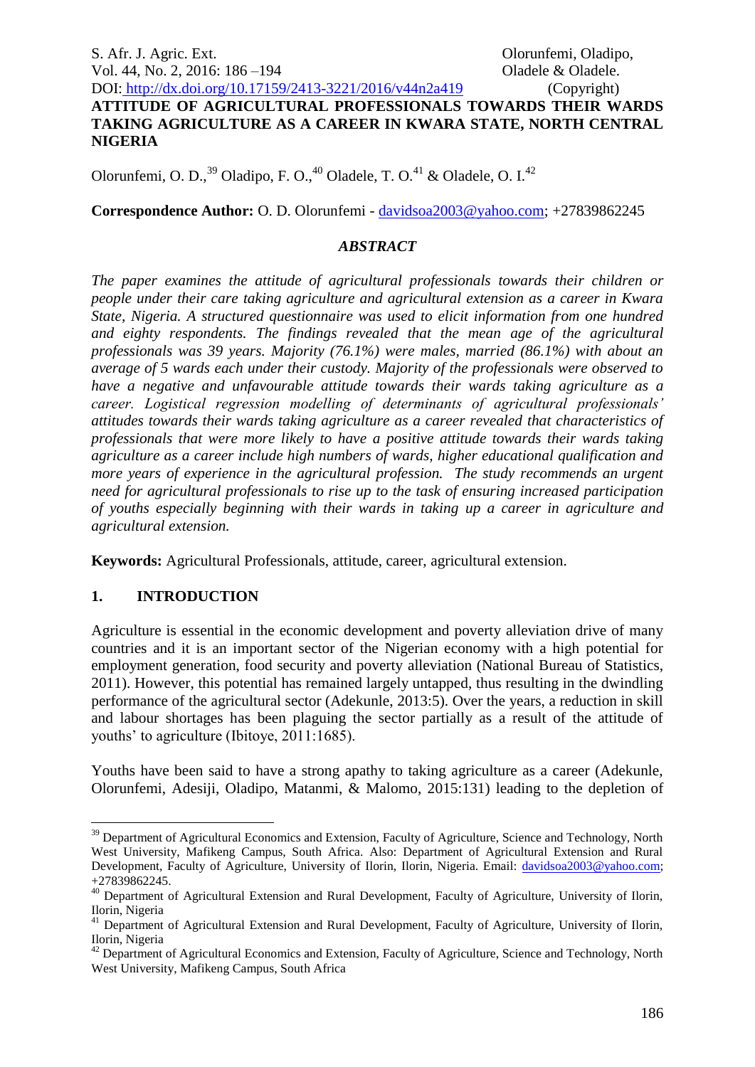# ATTITUDE OF AGRICULTURAL PROFESSIONALS TOWARDS THEIR WARDS TAKING AGRICULTURE AS A CAREER IN KWARA STATE, NORTH CENTRAL NIGERIA

Olorunfemi, O. D.,[39] Oladipo, F. O.,[40] Oladele, T. O.[41] & Oladele, O. I.[42]

**Correspondence Author:** O. D. Olorunfemi - davidsoa2003@yahoo.com; +27839862245

### *ABSTRACT*

*The paper examines the attitude of agricultural professionals towards their children or people under their care taking agriculture and agricultural extension as a career in Kwara State, Nigeria. A structured questionnaire was used to elicit information from one hundred and eighty respondents. The findings revealed that the mean age of the agricultural professionals was 39 years. Majority (76.1%) were males, married (86.1%) with about an average of 5 wards each under their custody. Majority of the professionals were observed to have a negative and unfavourable attitude towards their wards taking agriculture as a career. Logistical regression modelling of determinants of agricultural professionals' attitudes towards their wards taking agriculture as a career revealed that characteristics of professionals that were more likely to have a positive attitude towards their wards taking agriculture as a career include high numbers of wards, higher educational qualification and more years of experience in the agricultural profession. The study recommends an urgent need for agricultural professionals to rise up to the task of ensuring increased participation of youths especially beginning with their wards in taking up a career in agriculture and agricultural extension.*

**Keywords:** Agricultural Professionals, attitude, career, agricultural extension.

## 1. INTRODUCTION

Agriculture is essential in the economic development and poverty alleviation drive of many countries and it is an important sector of the Nigerian economy with a high potential for employment generation, food security and poverty alleviation (National Bureau of Statistics, 2011). However, this potential has remained largely untapped, thus resulting in the dwindling performance of the agricultural sector (Adekunle, 2013:5). Over the years, a reduction in skill and labour shortages has been plaguing the sector partially as a result of the attitude of youths' to agriculture (Ibitoye, 2011:1685).

Youths have been said to have a strong apathy to taking agriculture as a career (Adekunle, Olorunfemi, Adesiji, Oladipo, Matanmi, & Malomo, 2015:131) leading to the depletion of

---

[39] Department of Agricultural Economics and Extension, Faculty of Agriculture, Science and Technology, North West University, Mafikeng Campus, South Africa. Also: Department of Agricultural Extension and Rural Development, Faculty of Agriculture, University of Ilorin, Ilorin, Nigeria. Email: davidsoa2003@yahoo.com; +27839862245.

[40] Department of Agricultural Extension and Rural Development, Faculty of Agriculture, University of Ilorin, Ilorin, Nigeria

[41] Department of Agricultural Extension and Rural Development, Faculty of Agriculture, University of Ilorin, Ilorin, Nigeria

[42] Department of Agricultural Economics and Extension, Faculty of Agriculture, Science and Technology, North West University, Mafikeng Campus, South Africa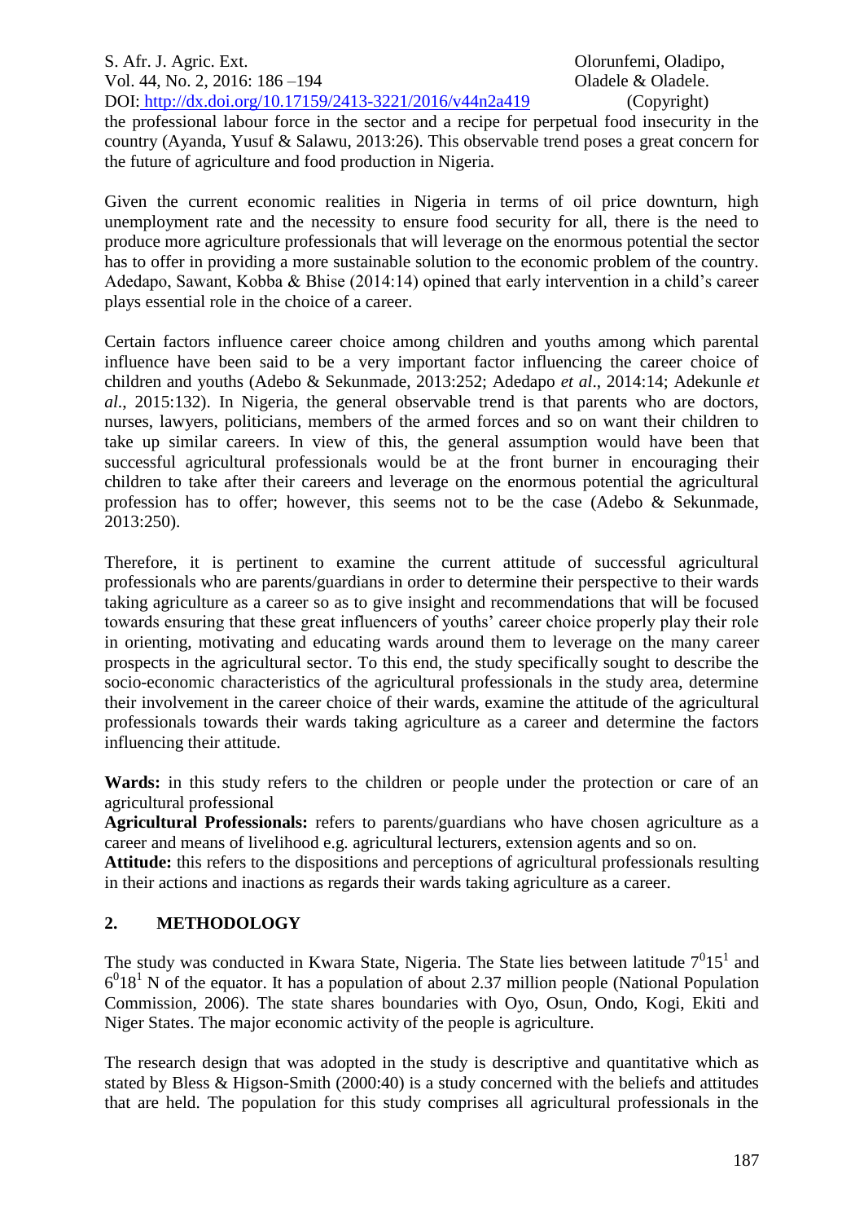the professional labour force in the sector and a recipe for perpetual food insecurity in the country (Ayanda, Yusuf & Salawu, 2013:26). This observable trend poses a great concern for the future of agriculture and food production in Nigeria.

Given the current economic realities in Nigeria in terms of oil price downturn, high unemployment rate and the necessity to ensure food security for all, there is the need to produce more agriculture professionals that will leverage on the enormous potential the sector has to offer in providing a more sustainable solution to the economic problem of the country. Adedapo, Sawant, Kobba & Bhise (2014:14) opined that early intervention in a child's career plays essential role in the choice of a career.

Certain factors influence career choice among children and youths among which parental influence have been said to be a very important factor influencing the career choice of children and youths (Adebo & Sekunmade, 2013:252; Adedapo *et al*., 2014:14; Adekunle *et al*., 2015:132). In Nigeria, the general observable trend is that parents who are doctors, nurses, lawyers, politicians, members of the armed forces and so on want their children to take up similar careers. In view of this, the general assumption would have been that successful agricultural professionals would be at the front burner in encouraging their children to take after their careers and leverage on the enormous potential the agricultural profession has to offer; however, this seems not to be the case (Adebo & Sekunmade, 2013:250).

Therefore, it is pertinent to examine the current attitude of successful agricultural professionals who are parents/guardians in order to determine their perspective to their wards taking agriculture as a career so as to give insight and recommendations that will be focused towards ensuring that these great influencers of youths' career choice properly play their role in orienting, motivating and educating wards around them to leverage on the many career prospects in the agricultural sector. To this end, the study specifically sought to describe the socio-economic characteristics of the agricultural professionals in the study area, determine their involvement in the career choice of their wards, examine the attitude of the agricultural professionals towards their wards taking agriculture as a career and determine the factors influencing their attitude.

**Wards:** in this study refers to the children or people under the protection or care of an agricultural professional

**Agricultural Professionals:** refers to parents/guardians who have chosen agriculture as a career and means of livelihood e.g. agricultural lecturers, extension agents and so on.

**Attitude:** this refers to the dispositions and perceptions of agricultural professionals resulting in their actions and inactions as regards their wards taking agriculture as a career.

## 2. METHODOLOGY

The study was conducted in Kwara State, Nigeria. The State lies between latitude $7^{0}15^{1}$ and $6^{0}18^{1}$ N of the equator. It has a population of about 2.37 million people (National Population Commission, 2006). The state shares boundaries with Oyo, Osun, Ondo, Kogi, Ekiti and Niger States. The major economic activity of the people is agriculture.

The research design that was adopted in the study is descriptive and quantitative which as stated by Bless & Higson-Smith (2000:40) is a study concerned with the beliefs and attitudes that are held. The population for this study comprises all agricultural professionals in the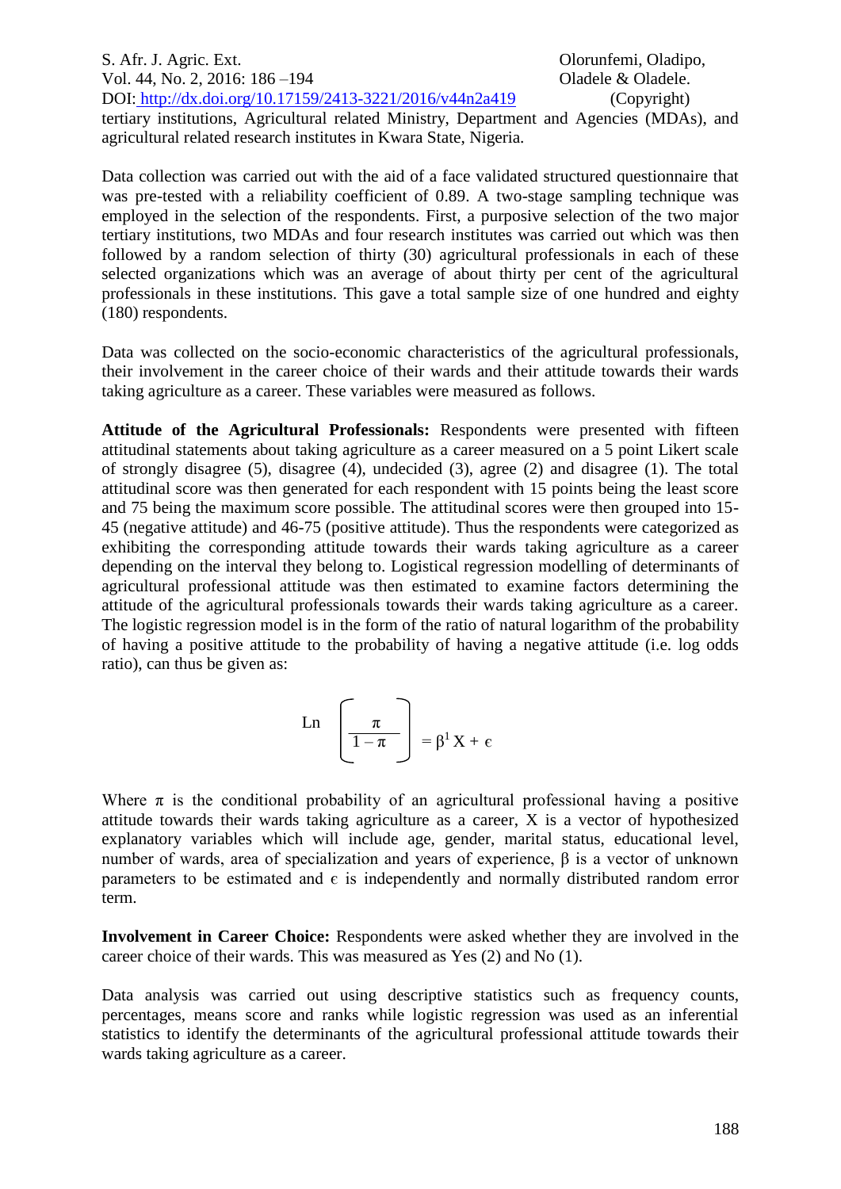tertiary institutions, Agricultural related Ministry, Department and Agencies (MDAs), and agricultural related research institutes in Kwara State, Nigeria.

Data collection was carried out with the aid of a face validated structured questionnaire that was pre-tested with a reliability coefficient of 0.89. A two-stage sampling technique was employed in the selection of the respondents. First, a purposive selection of the two major tertiary institutions, two MDAs and four research institutes was carried out which was then followed by a random selection of thirty (30) agricultural professionals in each of these selected organizations which was an average of about thirty per cent of the agricultural professionals in these institutions. This gave a total sample size of one hundred and eighty (180) respondents.

Data was collected on the socio-economic characteristics of the agricultural professionals, their involvement in the career choice of their wards and their attitude towards their wards taking agriculture as a career. These variables were measured as follows.

**Attitude of the Agricultural Professionals:** Respondents were presented with fifteen attitudinal statements about taking agriculture as a career measured on a 5 point Likert scale of strongly disagree (5), disagree (4), undecided (3), agree (2) and disagree (1). The total attitudinal score was then generated for each respondent with 15 points being the least score and 75 being the maximum score possible. The attitudinal scores were then grouped into 15-45 (negative attitude) and 46-75 (positive attitude). Thus the respondents were categorized as exhibiting the corresponding attitude towards their wards taking agriculture as a career depending on the interval they belong to. Logistical regression modelling of determinants of agricultural professional attitude was then estimated to examine factors determining the attitude of the agricultural professionals towards their wards taking agriculture as a career. The logistic regression model is in the form of the ratio of natural logarithm of the probability of having a positive attitude to the probability of having a negative attitude (i.e. log odds ratio), can thus be given as:

$$\text{Ln}\left[\frac{\pi}{1-\pi}\right] = \beta^{1}X + \epsilon$$

Where $\pi$ is the conditional probability of an agricultural professional having a positive attitude towards their wards taking agriculture as a career, X is a vector of hypothesized explanatory variables which will include age, gender, marital status, educational level, number of wards, area of specialization and years of experience, $\beta$ is a vector of unknown parameters to be estimated and $\epsilon$ is independently and normally distributed random error term.

**Involvement in Career Choice:** Respondents were asked whether they are involved in the career choice of their wards. This was measured as Yes (2) and No (1).

Data analysis was carried out using descriptive statistics such as frequency counts, percentages, means score and ranks while logistic regression was used as an inferential statistics to identify the determinants of the agricultural professional attitude towards their wards taking agriculture as a career.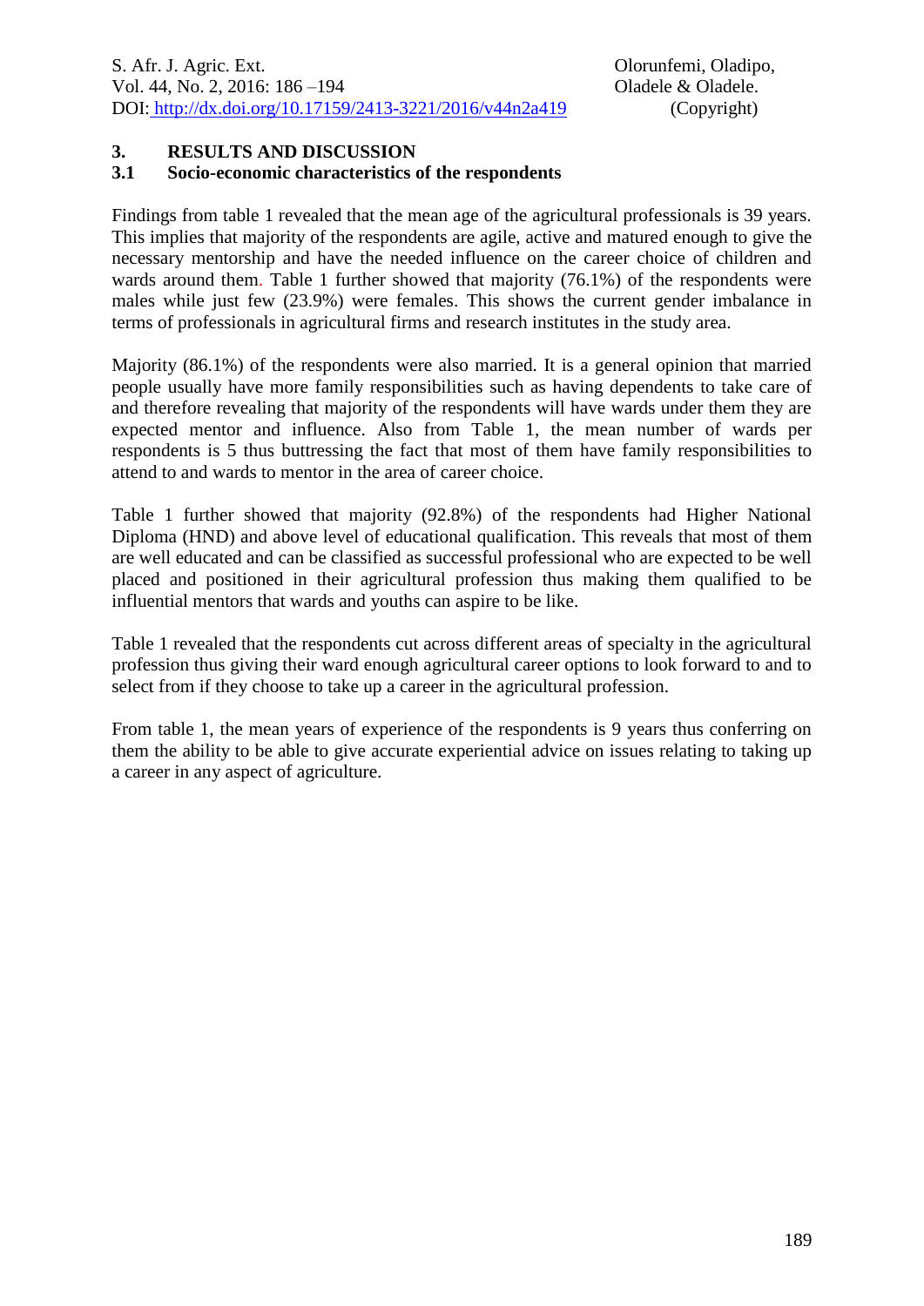## 3. RESULTS AND DISCUSSION

### 3.1 Socio-economic characteristics of the respondents

Findings from table 1 revealed that the mean age of the agricultural professionals is 39 years. This implies that majority of the respondents are agile, active and matured enough to give the necessary mentorship and have the needed influence on the career choice of children and wards around them. Table 1 further showed that majority (76.1%) of the respondents were males while just few (23.9%) were females. This shows the current gender imbalance in terms of professionals in agricultural firms and research institutes in the study area.

Majority (86.1%) of the respondents were also married. It is a general opinion that married people usually have more family responsibilities such as having dependents to take care of and therefore revealing that majority of the respondents will have wards under them they are expected mentor and influence. Also from Table 1, the mean number of wards per respondents is 5 thus buttressing the fact that most of them have family responsibilities to attend to and wards to mentor in the area of career choice.

Table 1 further showed that majority (92.8%) of the respondents had Higher National Diploma (HND) and above level of educational qualification. This reveals that most of them are well educated and can be classified as successful professional who are expected to be well placed and positioned in their agricultural profession thus making them qualified to be influential mentors that wards and youths can aspire to be like.

Table 1 revealed that the respondents cut across different areas of specialty in the agricultural profession thus giving their ward enough agricultural career options to look forward to and to select from if they choose to take up a career in the agricultural profession.

From table 1, the mean years of experience of the respondents is 9 years thus conferring on them the ability to be able to give accurate experiential advice on issues relating to taking up a career in any aspect of agriculture.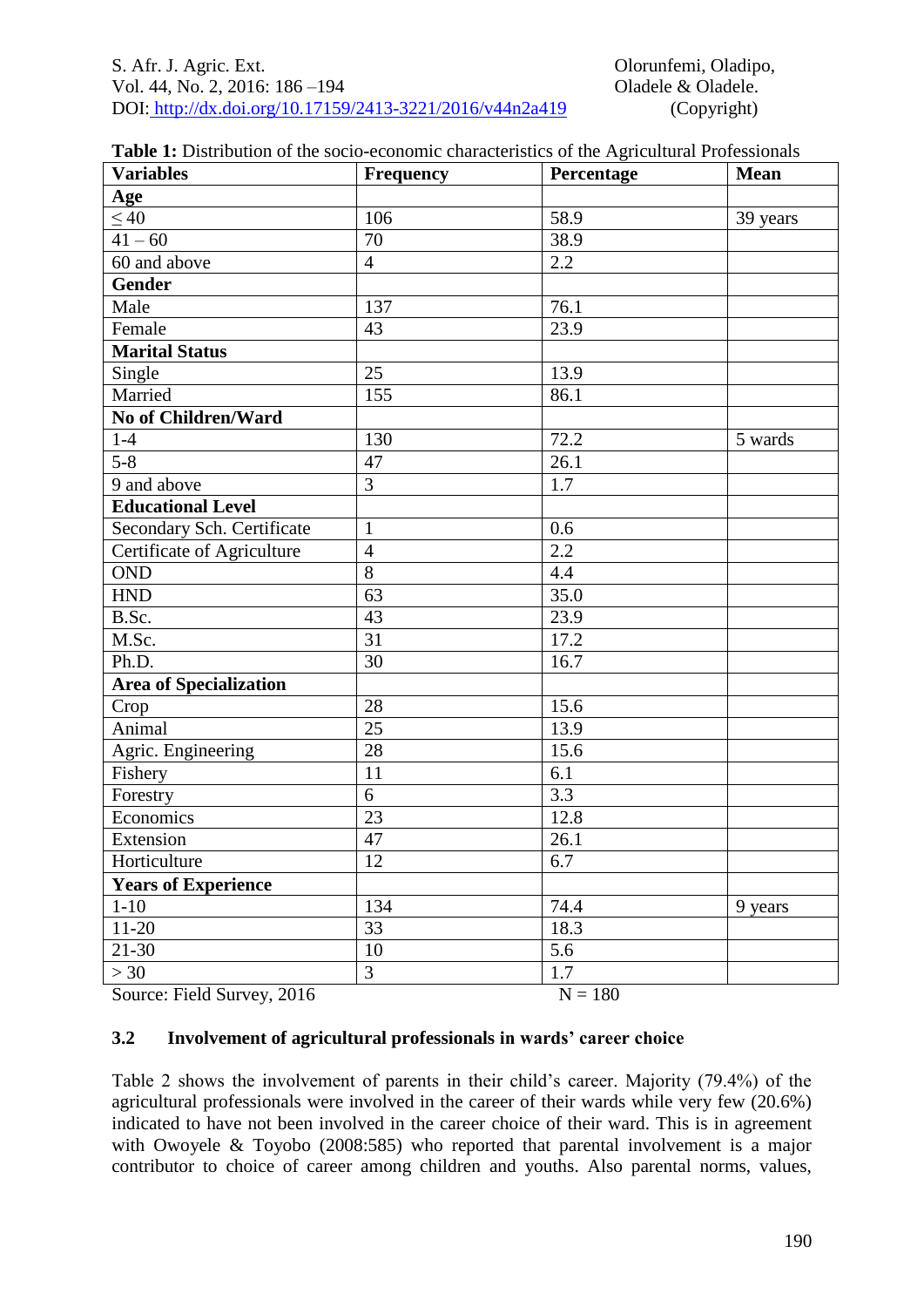**Table 1:** Distribution of the socio-economic characteristics of the Agricultural Professionals

| Variables | Frequency | Percentage | Mean |
|---|---|---|---|
| **Age** | | | |
| ≤ 40 | 106 | 58.9 | 39 years |
| 41 – 60 | 70 | 38.9 | |
| 60 and above | 4 | 2.2 | |
| **Gender** | | | |
| Male | 137 | 76.1 | |
| Female | 43 | 23.9 | |
| **Marital Status** | | | |
| Single | 25 | 13.9 | |
| Married | 155 | 86.1 | |
| **No of Children/Ward** | | | |
| 1-4 | 130 | 72.2 | 5 wards |
| 5-8 | 47 | 26.1 | |
| 9 and above | 3 | 1.7 | |
| **Educational Level** | | | |
| Secondary Sch. Certificate | 1 | 0.6 | |
| Certificate of Agriculture | 4 | 2.2 | |
| OND | 8 | 4.4 | |
| HND | 63 | 35.0 | |
| B.Sc. | 43 | 23.9 | |
| M.Sc. | 31 | 17.2 | |
| Ph.D. | 30 | 16.7 | |
| **Area of Specialization** | | | |
| Crop | 28 | 15.6 | |
| Animal | 25 | 13.9 | |
| Agric. Engineering | 28 | 15.6 | |
| Fishery | 11 | 6.1 | |
| Forestry | 6 | 3.3 | |
| Economics | 23 | 12.8 | |
| Extension | 47 | 26.1 | |
| Horticulture | 12 | 6.7 | |
| **Years of Experience** | | | |
| 1-10 | 134 | 74.4 | 9 years |
| 11-20 | 33 | 18.3 | |
| 21-30 | 10 | 5.6 | |
| > 30 | 3 | 1.7 | |

Source: Field Survey, 2016 N = 180

### 3.2 Involvement of agricultural professionals in wards' career choice

Table 2 shows the involvement of parents in their child's career. Majority (79.4%) of the agricultural professionals were involved in the career of their wards while very few (20.6%) indicated to have not been involved in the career choice of their ward. This is in agreement with Owoyele & Toyobo (2008:585) who reported that parental involvement is a major contributor to choice of career among children and youths. Also parental norms, values,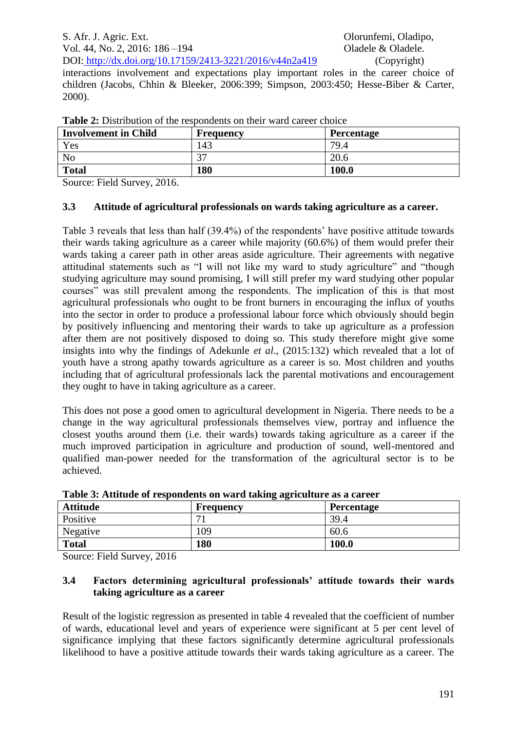interactions involvement and expectations play important roles in the career choice of children (Jacobs, Chhin & Bleeker, 2006:399; Simpson, 2003:450; Hesse-Biber & Carter, 2000).

**Table 2:** Distribution of the respondents on their ward career choice

| **Involvement in Child** | **Frequency** | **Percentage** |
|---|---|---|
| Yes | 143 | 79.4 |
| No | 37 | 20.6 |
| **Total** | **180** | **100.0** |

Source: Field Survey, 2016.

### 3.3 Attitude of agricultural professionals on wards taking agriculture as a career.

Table 3 reveals that less than half (39.4%) of the respondents' have positive attitude towards their wards taking agriculture as a career while majority (60.6%) of them would prefer their wards taking a career path in other areas aside agriculture. Their agreements with negative attitudinal statements such as "I will not like my ward to study agriculture" and "though studying agriculture may sound promising, I will still prefer my ward studying other popular courses" was still prevalent among the respondents. The implication of this is that most agricultural professionals who ought to be front burners in encouraging the influx of youths into the sector in order to produce a professional labour force which obviously should begin by positively influencing and mentoring their wards to take up agriculture as a profession after them are not positively disposed to doing so. This study therefore might give some insights into why the findings of Adekunle *et al*., (2015:132) which revealed that a lot of youth have a strong apathy towards agriculture as a career is so. Most children and youths including that of agricultural professionals lack the parental motivations and encouragement they ought to have in taking agriculture as a career.

This does not pose a good omen to agricultural development in Nigeria. There needs to be a change in the way agricultural professionals themselves view, portray and influence the closest youths around them (i.e. their wards) towards taking agriculture as a career if the much improved participation in agriculture and production of sound, well-mentored and qualified man-power needed for the transformation of the agricultural sector is to be achieved.

**Table 3: Attitude of respondents on ward taking agriculture as a career**

| **Attitude** | **Frequency** | **Percentage** |
|---|---|---|
| Positive | 71 | 39.4 |
| Negative | 109 | 60.6 |
| **Total** | **180** | **100.0** |

Source: Field Survey, 2016

### 3.4 Factors determining agricultural professionals' attitude towards their wards taking agriculture as a career

Result of the logistic regression as presented in table 4 revealed that the coefficient of number of wards, educational level and years of experience were significant at 5 per cent level of significance implying that these factors significantly determine agricultural professionals likelihood to have a positive attitude towards their wards taking agriculture as a career. The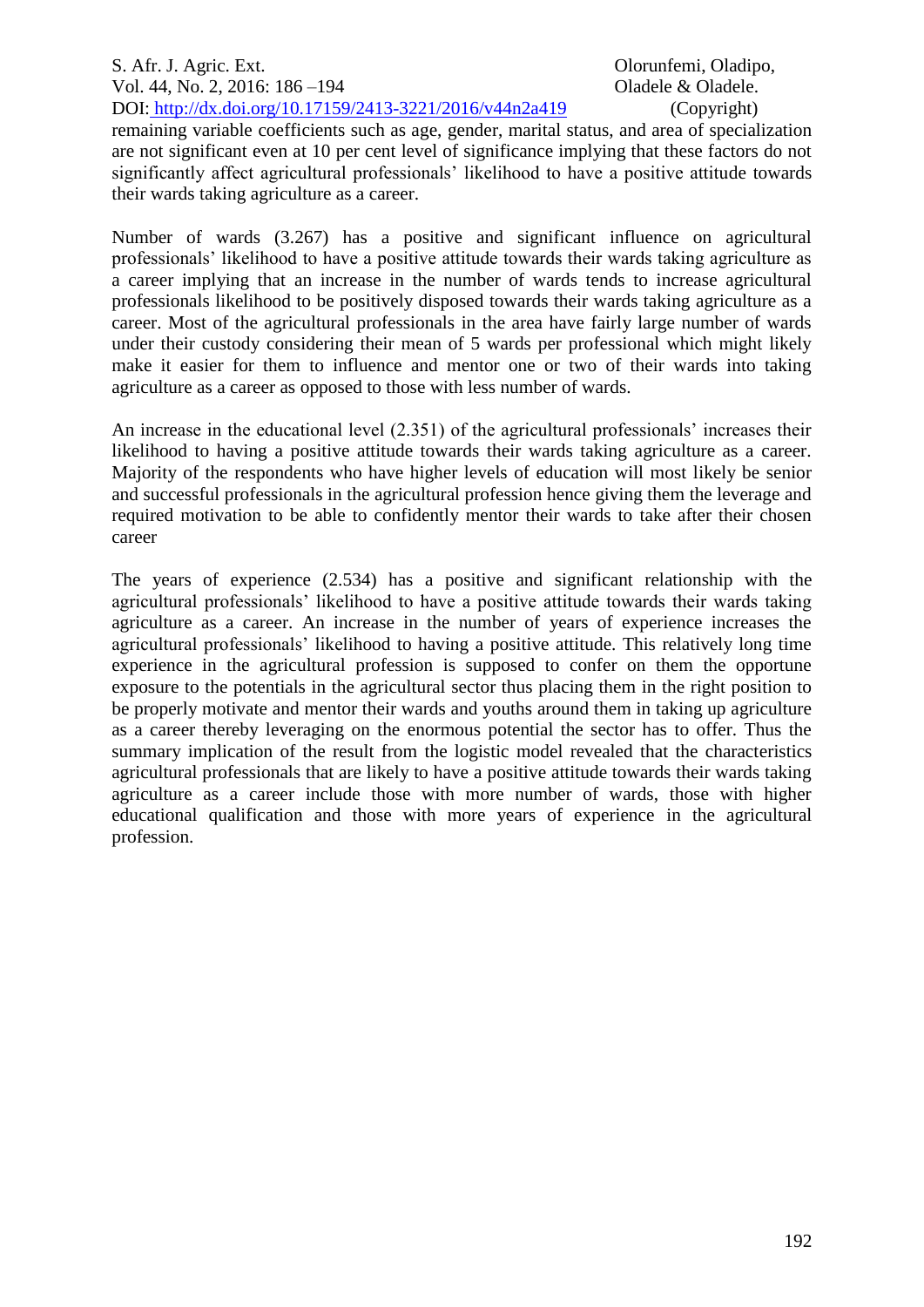remaining variable coefficients such as age, gender, marital status, and area of specialization are not significant even at 10 per cent level of significance implying that these factors do not significantly affect agricultural professionals' likelihood to have a positive attitude towards their wards taking agriculture as a career.

Number of wards (3.267) has a positive and significant influence on agricultural professionals' likelihood to have a positive attitude towards their wards taking agriculture as a career implying that an increase in the number of wards tends to increase agricultural professionals likelihood to be positively disposed towards their wards taking agriculture as a career. Most of the agricultural professionals in the area have fairly large number of wards under their custody considering their mean of 5 wards per professional which might likely make it easier for them to influence and mentor one or two of their wards into taking agriculture as a career as opposed to those with less number of wards.

An increase in the educational level (2.351) of the agricultural professionals' increases their likelihood to having a positive attitude towards their wards taking agriculture as a career. Majority of the respondents who have higher levels of education will most likely be senior and successful professionals in the agricultural profession hence giving them the leverage and required motivation to be able to confidently mentor their wards to take after their chosen career

The years of experience (2.534) has a positive and significant relationship with the agricultural professionals' likelihood to have a positive attitude towards their wards taking agriculture as a career. An increase in the number of years of experience increases the agricultural professionals' likelihood to having a positive attitude. This relatively long time experience in the agricultural profession is supposed to confer on them the opportune exposure to the potentials in the agricultural sector thus placing them in the right position to be properly motivate and mentor their wards and youths around them in taking up agriculture as a career thereby leveraging on the enormous potential the sector has to offer. Thus the summary implication of the result from the logistic model revealed that the characteristics agricultural professionals that are likely to have a positive attitude towards their wards taking agriculture as a career include those with more number of wards, those with higher educational qualification and those with more years of experience in the agricultural profession.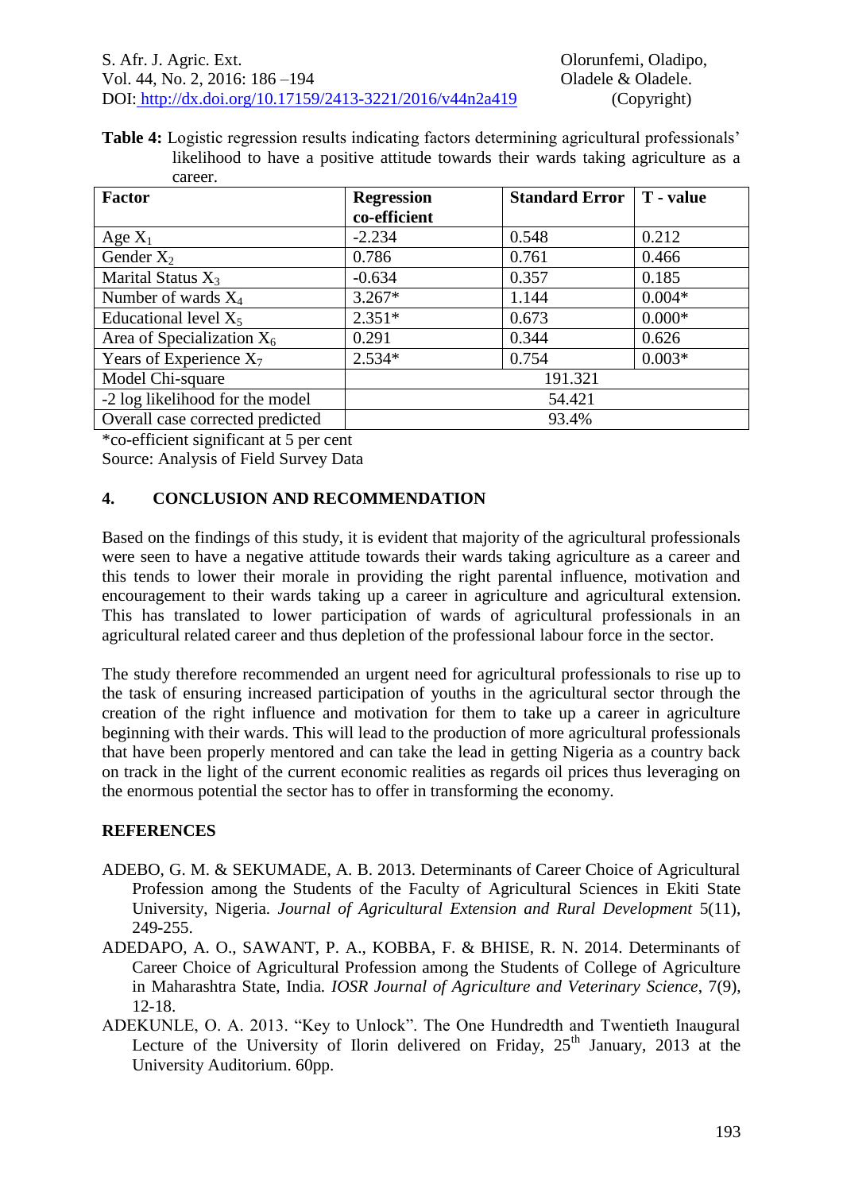**Table 4:** Logistic regression results indicating factors determining agricultural professionals' likelihood to have a positive attitude towards their wards taking agriculture as a career.

| Factor | Regression co-efficient | Standard Error | T - value |
|---|---|---|---|
| Age $X_1$ | -2.234 | 0.548 | 0.212 |
| Gender $X_2$ | 0.786 | 0.761 | 0.466 |
| Marital Status $X_3$ | -0.634 | 0.357 | 0.185 |
| Number of wards $X_4$ | 3.267* | 1.144 | 0.004* |
| Educational level $X_5$ | 2.351* | 0.673 | 0.000* |
| Area of Specialization $X_6$ | 0.291 | 0.344 | 0.626 |
| Years of Experience $X_7$ | 2.534* | 0.754 | 0.003* |
| Model Chi-square | 191.321 | | |
| -2 log likelihood for the model | 54.421 | | |
| Overall case corrected predicted | 93.4% | | |

*co-efficient significant at 5 per cent

Source: Analysis of Field Survey Data

## 4. CONCLUSION AND RECOMMENDATION

Based on the findings of this study, it is evident that majority of the agricultural professionals were seen to have a negative attitude towards their wards taking agriculture as a career and this tends to lower their morale in providing the right parental influence, motivation and encouragement to their wards taking up a career in agriculture and agricultural extension. This has translated to lower participation of wards of agricultural professionals in an agricultural related career and thus depletion of the professional labour force in the sector.

The study therefore recommended an urgent need for agricultural professionals to rise up to the task of ensuring increased participation of youths in the agricultural sector through the creation of the right influence and motivation for them to take up a career in agriculture beginning with their wards. This will lead to the production of more agricultural professionals that have been properly mentored and can take the lead in getting Nigeria as a country back on track in the light of the current economic realities as regards oil prices thus leveraging on the enormous potential the sector has to offer in transforming the economy.

## REFERENCES

ADEBO, G. M. & SEKUMADE, A. B. 2013. Determinants of Career Choice of Agricultural Profession among the Students of the Faculty of Agricultural Sciences in Ekiti State University, Nigeria. *Journal of Agricultural Extension and Rural Development* 5(11), 249-255.

ADEDAPO, A. O., SAWANT, P. A., KOBBA, F. & BHISE, R. N. 2014. Determinants of Career Choice of Agricultural Profession among the Students of College of Agriculture in Maharashtra State, India. *IOSR Journal of Agriculture and Veterinary Science*, 7(9), 12-18.

ADEKUNLE, O. A. 2013. "Key to Unlock". The One Hundredth and Twentieth Inaugural Lecture of the University of Ilorin delivered on Friday, 25th January, 2013 at the University Auditorium. 60pp.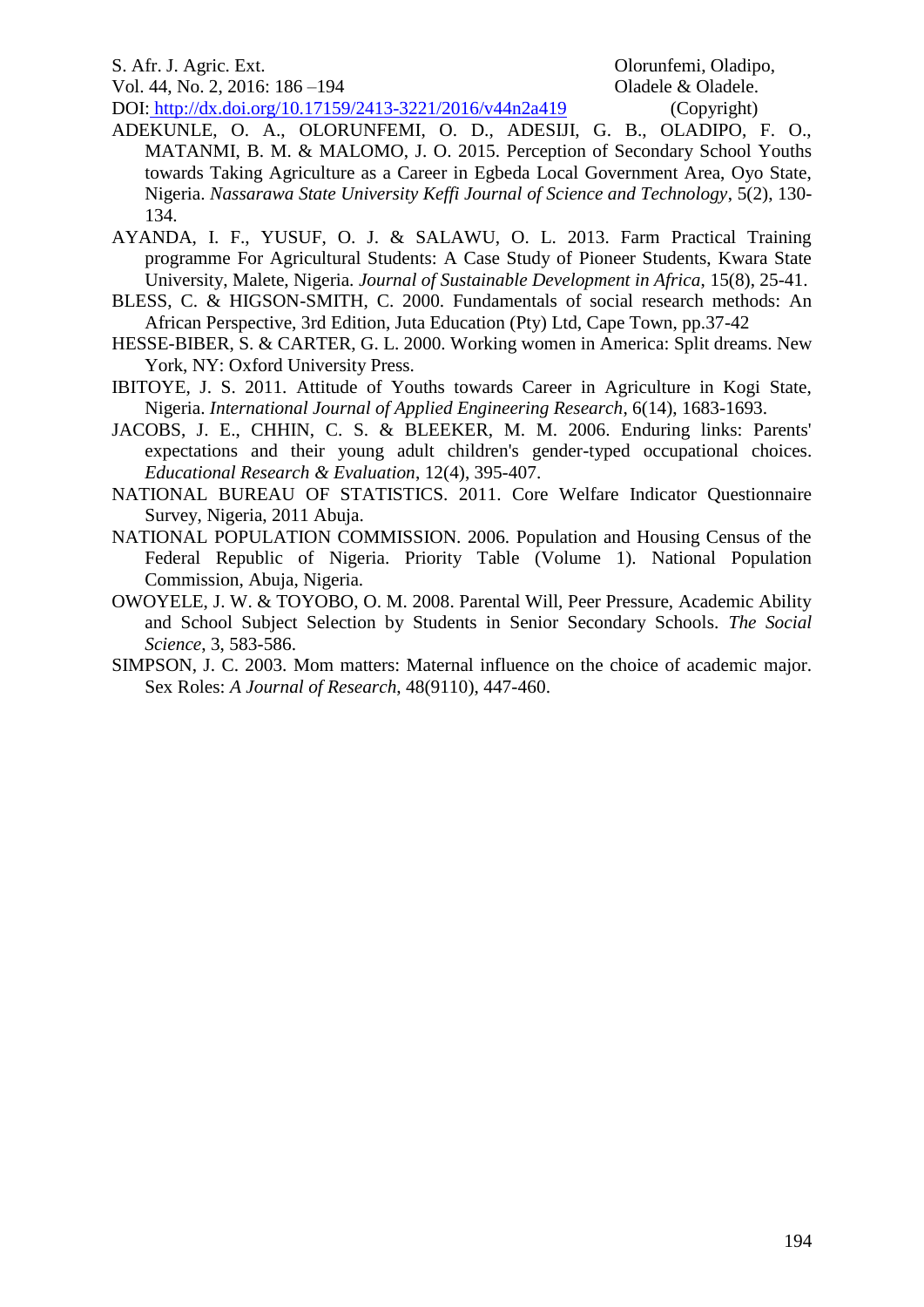ADEKUNLE, O. A., OLORUNFEMI, O. D., ADESIJI, G. B., OLADIPO, F. O., MATANMI, B. M. & MALOMO, J. O. 2015. Perception of Secondary School Youths towards Taking Agriculture as a Career in Egbeda Local Government Area, Oyo State, Nigeria. *Nassarawa State University Keffi Journal of Science and Technology*, 5(2), 130-134.

AYANDA, I. F., YUSUF, O. J. & SALAWU, O. L. 2013. Farm Practical Training programme For Agricultural Students: A Case Study of Pioneer Students, Kwara State University, Malete, Nigeria. *Journal of Sustainable Development in Africa*, 15(8), 25-41.

BLESS, C. & HIGSON-SMITH, C. 2000. Fundamentals of social research methods: An African Perspective, 3rd Edition, Juta Education (Pty) Ltd, Cape Town, pp.37-42

HESSE-BIBER, S. & CARTER, G. L. 2000. Working women in America: Split dreams. New York, NY: Oxford University Press.

IBITOYE, J. S. 2011. Attitude of Youths towards Career in Agriculture in Kogi State, Nigeria. *International Journal of Applied Engineering Research*, 6(14), 1683-1693.

JACOBS, J. E., CHHIN, C. S. & BLEEKER, M. M. 2006. Enduring links: Parents' expectations and their young adult children's gender-typed occupational choices. *Educational Research & Evaluation*, 12(4), 395-407.

NATIONAL BUREAU OF STATISTICS. 2011. Core Welfare Indicator Questionnaire Survey, Nigeria, 2011 Abuja.

NATIONAL POPULATION COMMISSION. 2006. Population and Housing Census of the Federal Republic of Nigeria. Priority Table (Volume 1). National Population Commission, Abuja, Nigeria.

OWOYELE, J. W. & TOYOBO, O. M. 2008. Parental Will, Peer Pressure, Academic Ability and School Subject Selection by Students in Senior Secondary Schools. *The Social Science*, 3, 583-586.

SIMPSON, J. C. 2003. Mom matters: Maternal influence on the choice of academic major. Sex Roles: *A Journal of Research*, 48(9110), 447-460.